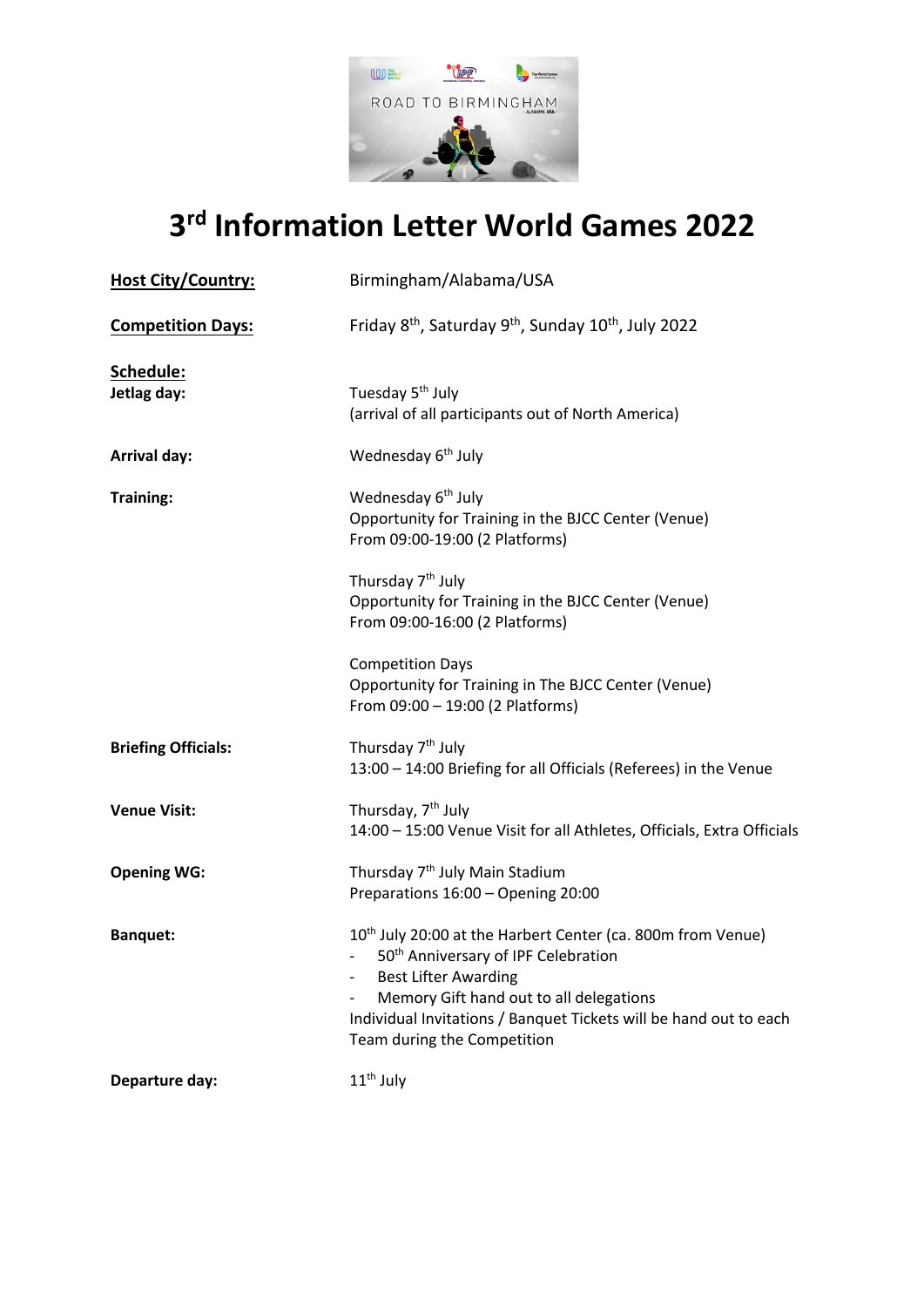# 3rd Information Letter World Games 2022

**Host City/Country:** Birmingham/Alabama/USA

**Competition Days:** Friday 8th, Saturday 9th, Sunday 10th, July 2022

**Schedule:**

**Jetlag day:** Tuesday 5th July
(arrival of all participants out of North America)

**Arrival day:** Wednesday 6th July

**Training:** Wednesday 6th July
Opportunity for Training in the BJCC Center (Venue)
From 09:00-19:00 (2 Platforms)

Thursday 7th July
Opportunity for Training in the BJCC Center (Venue)
From 09:00-16:00 (2 Platforms)

Competition Days
Opportunity for Training in The BJCC Center (Venue)
From 09:00 – 19:00 (2 Platforms)

**Briefing Officials:** Thursday 7th July
13:00 – 14:00 Briefing for all Officials (Referees) in the Venue

**Venue Visit:** Thursday, 7th July
14:00 – 15:00 Venue Visit for all Athletes, Officials, Extra Officials

**Opening WG:** Thursday 7th July Main Stadium
Preparations 16:00 – Opening 20:00

**Banquet:** 10th July 20:00 at the Harbert Center (ca. 800m from Venue)

- 50th Anniversary of IPF Celebration
- Best Lifter Awarding
- Memory Gift hand out to all delegations

Individual Invitations / Banquet Tickets will be hand out to each Team during the Competition

**Departure day:** 11th July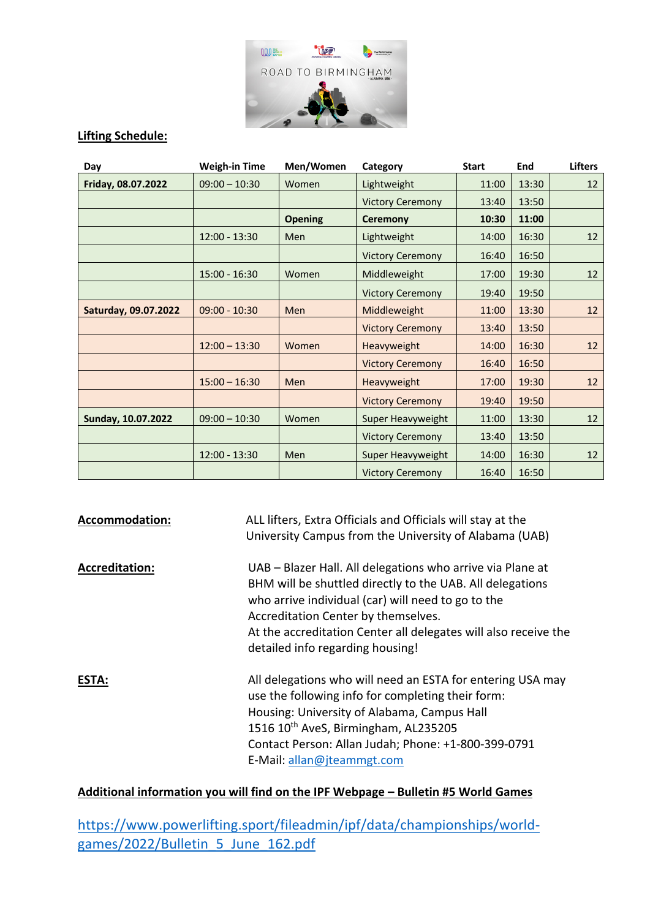**Lifting Schedule:**

| Day | Weigh-in Time | Men/Women | Category | Start | End | Lifters |
|---|---|---|---|---|---|---|
| **Friday, 08.07.2022** | 09:00 – 10:30 | Women | Lightweight | 11:00 | 13:30 | 12 |
| | | | Victory Ceremony | 13:40 | 13:50 | |
| | | **Opening** | **Ceremony** | **10:30** | **11:00** | |
| | 12:00 - 13:30 | Men | Lightweight | 14:00 | 16:30 | 12 |
| | | | Victory Ceremony | 16:40 | 16:50 | |
| | 15:00 - 16:30 | Women | Middleweight | 17:00 | 19:30 | 12 |
| | | | Victory Ceremony | 19:40 | 19:50 | |
| **Saturday, 09.07.2022** | 09:00 - 10:30 | Men | Middleweight | 11:00 | 13:30 | 12 |
| | | | Victory Ceremony | 13:40 | 13:50 | |
| | 12:00 – 13:30 | Women | Heavyweight | 14:00 | 16:30 | 12 |
| | | | Victory Ceremony | 16:40 | 16:50 | |
| | 15:00 – 16:30 | Men | Heavyweight | 17:00 | 19:30 | 12 |
| | | | Victory Ceremony | 19:40 | 19:50 | |
| **Sunday, 10.07.2022** | 09:00 – 10:30 | Women | Super Heavyweight | 11:00 | 13:30 | 12 |
| | | | Victory Ceremony | 13:40 | 13:50 | |
| | 12:00 - 13:30 | Men | Super Heavyweight | 14:00 | 16:30 | 12 |
| | | | Victory Ceremony | 16:40 | 16:50 | |

**Accommodation:** ALL lifters, Extra Officials and Officials will stay at the University Campus from the University of Alabama (UAB)

**Accreditation:** UAB – Blazer Hall. All delegations who arrive via Plane at BHM will be shuttled directly to the UAB. All delegations who arrive individual (car) will need to go to the Accreditation Center by themselves.
At the accreditation Center all delegates will also receive the detailed info regarding housing!

**ESTA:** All delegations who will need an ESTA for entering USA may use the following info for completing their form:
Housing: University of Alabama, Campus Hall
1516 10th AveS, Birmingham, AL235205
Contact Person: Allan Judah; Phone: +1-800-399-0791
E-Mail: allan@jteammgt.com

**Additional information you will find on the IPF Webpage – Bulletin #5 World Games**

https://www.powerlifting.sport/fileadmin/ipf/data/championships/world-games/2022/Bulletin_5_June_162.pdf